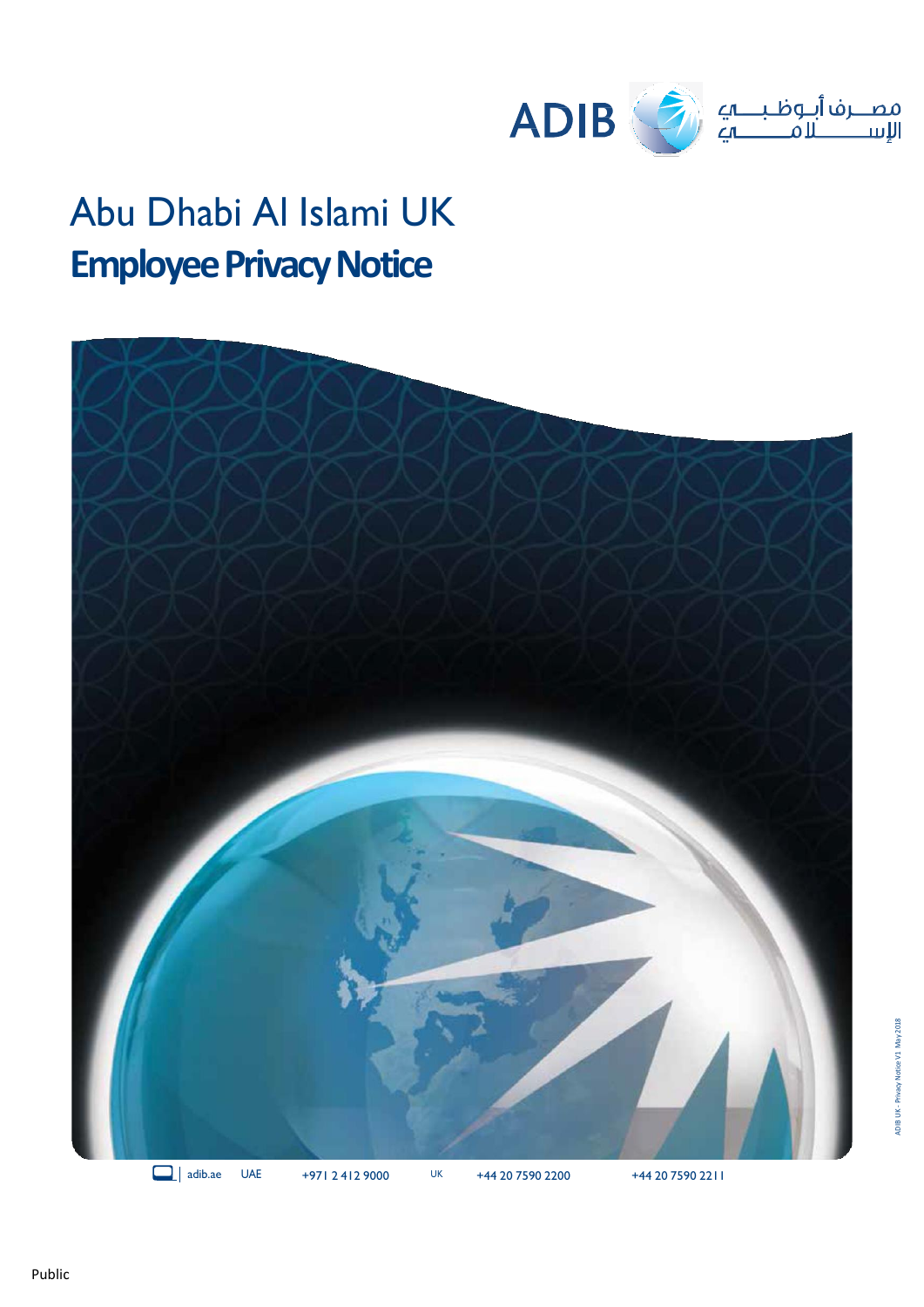ADIB مصرف أبوظبي الإسلامي

# Abu Dhabi Al Islami UK

## Employee Privacy Notice

adib.ae UAE +971 2 412 9000 UK +44 20 7590 2200 +44 20 7590 2211

ADIB UK - Privacy Notice V1 May 2018

Public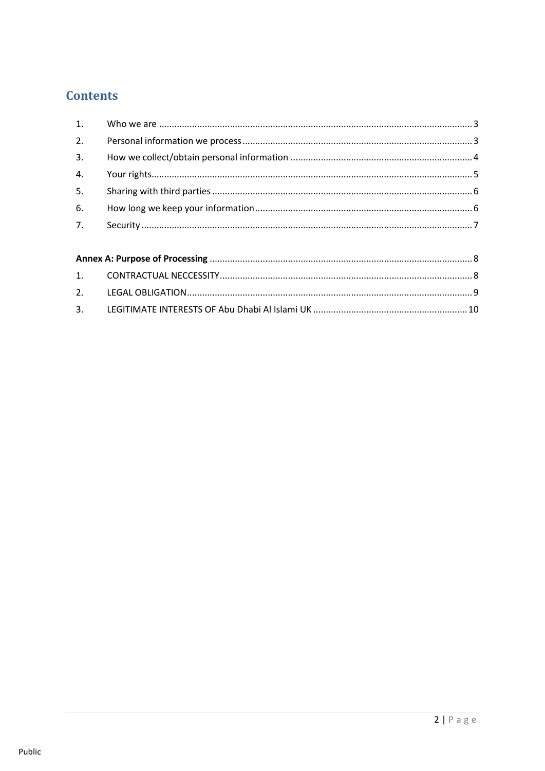## Contents

1. Who we are ........................................................................................................................ 3
2. Personal information we process ........................................................................................ 3
3. How we collect/obtain personal information ...................................................................... 4
4. Your rights ........................................................................................................................... 5
5. Sharing with third parties .................................................................................................... 6
6. How long we keep your information ................................................................................... 6
7. Security ................................................................................................................................ 7

**Annex A: Purpose of Processing** ....................................................................................... 8

1. CONTRACTUAL NECCESSITY ................................................................................................ 8
2. LEGAL OBLIGATION ............................................................................................................. 9
3. LEGITIMATE INTERESTS OF Abu Dhabi Al Islami UK .......................................................... 10

Public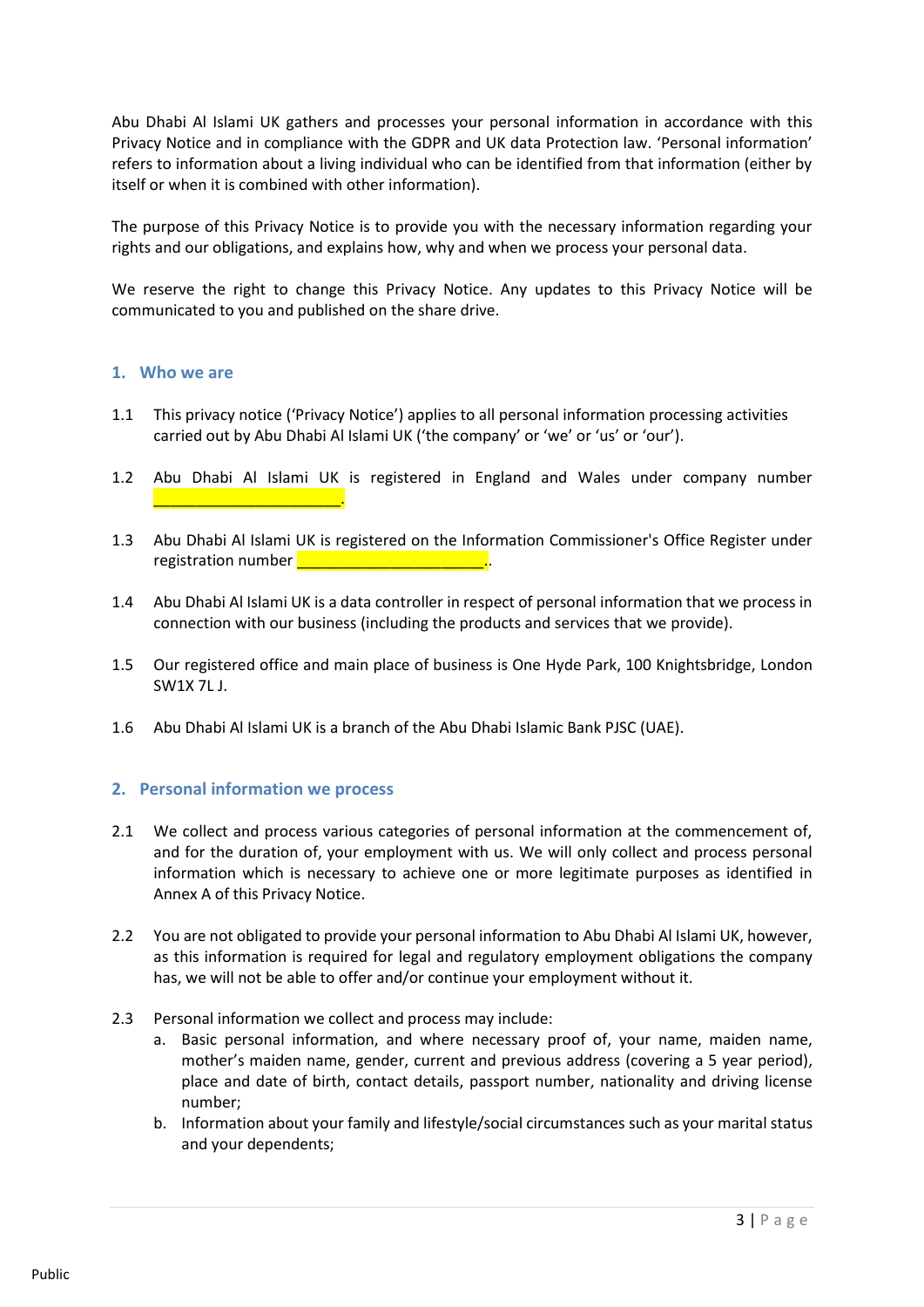Abu Dhabi Al Islami UK gathers and processes your personal information in accordance with this Privacy Notice and in compliance with the GDPR and UK data Protection law. 'Personal information' refers to information about a living individual who can be identified from that information (either by itself or when it is combined with other information).

The purpose of this Privacy Notice is to provide you with the necessary information regarding your rights and our obligations, and explains how, why and when we process your personal data.

We reserve the right to change this Privacy Notice. Any updates to this Privacy Notice will be communicated to you and published on the share drive.

## 1. Who we are

1.1 This privacy notice ('Privacy Notice') applies to all personal information processing activities carried out by Abu Dhabi Al Islami UK ('the company' or 'we' or 'us' or 'our').

1.2 Abu Dhabi Al Islami UK is registered in England and Wales under company number ______________________.

1.3 Abu Dhabi Al Islami UK is registered on the Information Commissioner's Office Register under registration number ______________________..

1.4 Abu Dhabi Al Islami UK is a data controller in respect of personal information that we process in connection with our business (including the products and services that we provide).

1.5 Our registered office and main place of business is One Hyde Park, 100 Knightsbridge, London SW1X 7L J.

1.6 Abu Dhabi Al Islami UK is a branch of the Abu Dhabi Islamic Bank PJSC (UAE).

## 2. Personal information we process

2.1 We collect and process various categories of personal information at the commencement of, and for the duration of, your employment with us. We will only collect and process personal information which is necessary to achieve one or more legitimate purposes as identified in Annex A of this Privacy Notice.

2.2 You are not obligated to provide your personal information to Abu Dhabi Al Islami UK, however, as this information is required for legal and regulatory employment obligations the company has, we will not be able to offer and/or continue your employment without it.

2.3 Personal information we collect and process may include:

a. Basic personal information, and where necessary proof of, your name, maiden name, mother's maiden name, gender, current and previous address (covering a 5 year period), place and date of birth, contact details, passport number, nationality and driving license number;

b. Information about your family and lifestyle/social circumstances such as your marital status and your dependents;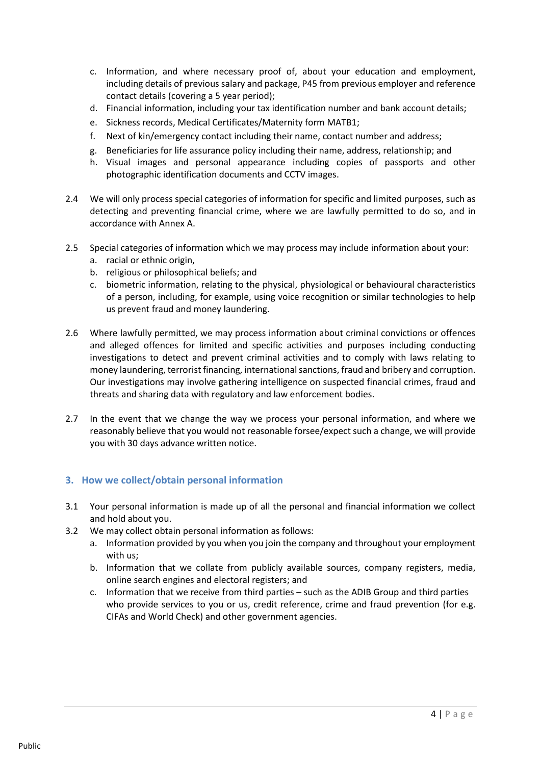c. Information, and where necessary proof of, about your education and employment, including details of previous salary and package, P45 from previous employer and reference contact details (covering a 5 year period);
d. Financial information, including your tax identification number and bank account details;
e. Sickness records, Medical Certificates/Maternity form MATB1;
f. Next of kin/emergency contact including their name, contact number and address;
g. Beneficiaries for life assurance policy including their name, address, relationship; and
h. Visual images and personal appearance including copies of passports and other photographic identification documents and CCTV images.

2.4 We will only process special categories of information for specific and limited purposes, such as detecting and preventing financial crime, where we are lawfully permitted to do so, and in accordance with Annex A.

2.5 Special categories of information which we may process may include information about your:
a. racial or ethnic origin,
b. religious or philosophical beliefs; and
c. biometric information, relating to the physical, physiological or behavioural characteristics of a person, including, for example, using voice recognition or similar technologies to help us prevent fraud and money laundering.

2.6 Where lawfully permitted, we may process information about criminal convictions or offences and alleged offences for limited and specific activities and purposes including conducting investigations to detect and prevent criminal activities and to comply with laws relating to money laundering, terrorist financing, international sanctions, fraud and bribery and corruption. Our investigations may involve gathering intelligence on suspected financial crimes, fraud and threats and sharing data with regulatory and law enforcement bodies.

2.7 In the event that we change the way we process your personal information, and where we reasonably believe that you would not reasonable forsee/expect such a change, we will provide you with 30 days advance written notice.

## 3. How we collect/obtain personal information

3.1 Your personal information is made up of all the personal and financial information we collect and hold about you.

3.2 We may collect obtain personal information as follows:
a. Information provided by you when you join the company and throughout your employment with us;
b. Information that we collate from publicly available sources, company registers, media, online search engines and electoral registers; and
c. Information that we receive from third parties – such as the ADIB Group and third parties who provide services to you or us, credit reference, crime and fraud prevention (for e.g. CIFAs and World Check) and other government agencies.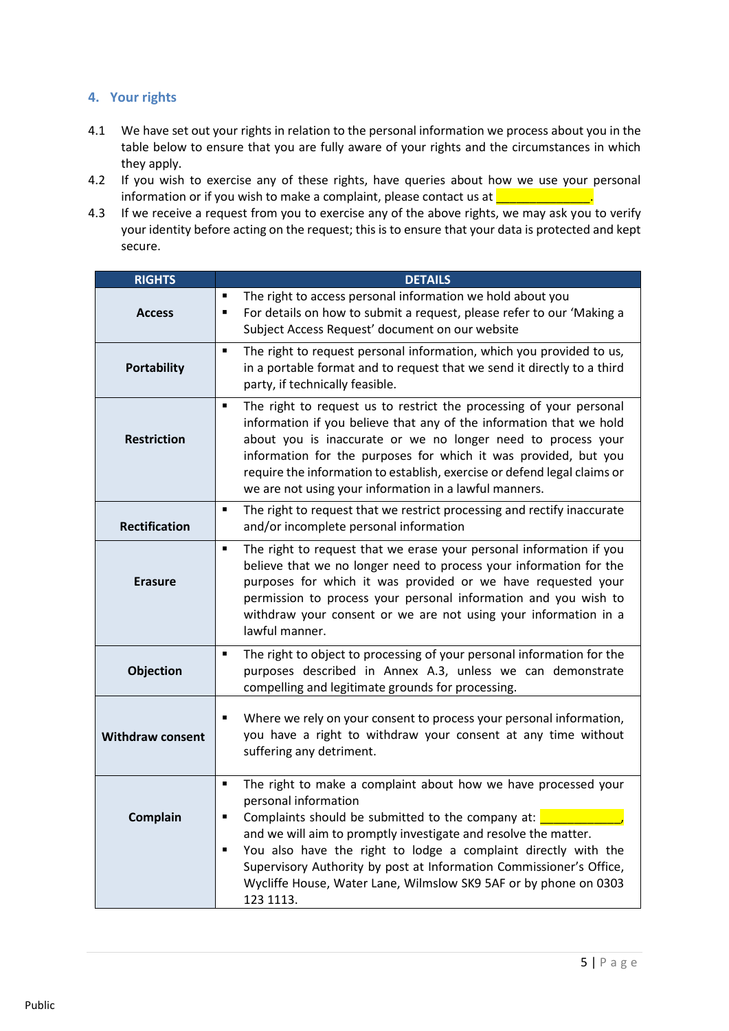## 4. Your rights

4.1 We have set out your rights in relation to the personal information we process about you in the table below to ensure that you are fully aware of your rights and the circumstances in which they apply.

4.2 If you wish to exercise any of these rights, have queries about how we use your personal information or if you wish to make a complaint, please contact us at _______________.

4.3 If we receive a request from you to exercise any of the above rights, we may ask you to verify your identity before acting on the request; this is to ensure that your data is protected and kept secure.

| RIGHTS | DETAILS |
|---|---|
| **Access** | ▪ The right to access personal information we hold about you<br>▪ For details on how to submit a request, please refer to our 'Making a Subject Access Request' document on our website |
| **Portability** | ▪ The right to request personal information, which you provided to us, in a portable format and to request that we send it directly to a third party, if technically feasible. |
| **Restriction** | ▪ The right to request us to restrict the processing of your personal information if you believe that any of the information that we hold about you is inaccurate or we no longer need to process your information for the purposes for which it was provided, but you require the information to establish, exercise or defend legal claims or we are not using your information in a lawful manners. |
| **Rectification** | ▪ The right to request that we restrict processing and rectify inaccurate and/or incomplete personal information |
| **Erasure** | ▪ The right to request that we erase your personal information if you believe that we no longer need to process your information for the purposes for which it was provided or we have requested your permission to process your personal information and you wish to withdraw your consent or we are not using your information in a lawful manner. |
| **Objection** | ▪ The right to object to processing of your personal information for the purposes described in Annex A.3, unless we can demonstrate compelling and legitimate grounds for processing. |
| **Withdraw consent** | ▪ Where we rely on your consent to process your personal information, you have a right to withdraw your consent at any time without suffering any detriment. |
| **Complain** | ▪ The right to make a complaint about how we have processed your personal information<br>▪ Complaints should be submitted to the company at: _____________, and we will aim to promptly investigate and resolve the matter.<br>▪ You also have the right to lodge a complaint directly with the Supervisory Authority by post at Information Commissioner's Office, Wycliffe House, Water Lane, Wilmslow SK9 5AF or by phone on 0303 123 1113. |

Public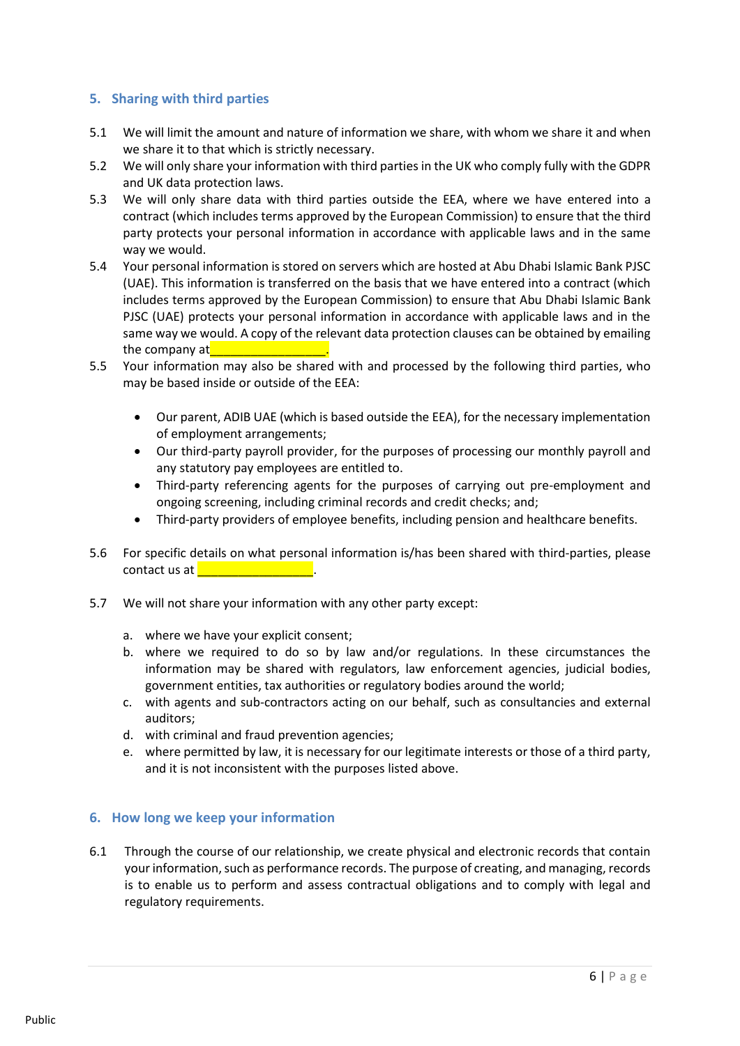## 5. Sharing with third parties

5.1 We will limit the amount and nature of information we share, with whom we share it and when we share it to that which is strictly necessary.

5.2 We will only share your information with third parties in the UK who comply fully with the GDPR and UK data protection laws.

5.3 We will only share data with third parties outside the EEA, where we have entered into a contract (which includes terms approved by the European Commission) to ensure that the third party protects your personal information in accordance with applicable laws and in the same way we would.

5.4 Your personal information is stored on servers which are hosted at Abu Dhabi Islamic Bank PJSC (UAE). This information is transferred on the basis that we have entered into a contract (which includes terms approved by the European Commission) to ensure that Abu Dhabi Islamic Bank PJSC (UAE) protects your personal information in accordance with applicable laws and in the same way we would. A copy of the relevant data protection clauses can be obtained by emailing the company at_________________.

5.5 Your information may also be shared with and processed by the following third parties, who may be based inside or outside of the EEA:

- Our parent, ADIB UAE (which is based outside the EEA), for the necessary implementation of employment arrangements;
- Our third-party payroll provider, for the purposes of processing our monthly payroll and any statutory pay employees are entitled to.
- Third-party referencing agents for the purposes of carrying out pre-employment and ongoing screening, including criminal records and credit checks; and;
- Third-party providers of employee benefits, including pension and healthcare benefits.

5.6 For specific details on what personal information is/has been shared with third-parties, please contact us at _________________.

5.7 We will not share your information with any other party except:

a. where we have your explicit consent;
b. where we required to do so by law and/or regulations. In these circumstances the information may be shared with regulators, law enforcement agencies, judicial bodies, government entities, tax authorities or regulatory bodies around the world;
c. with agents and sub-contractors acting on our behalf, such as consultancies and external auditors;
d. with criminal and fraud prevention agencies;
e. where permitted by law, it is necessary for our legitimate interests or those of a third party, and it is not inconsistent with the purposes listed above.

## 6. How long we keep your information

6.1 Through the course of our relationship, we create physical and electronic records that contain your information, such as performance records. The purpose of creating, and managing, records is to enable us to perform and assess contractual obligations and to comply with legal and regulatory requirements.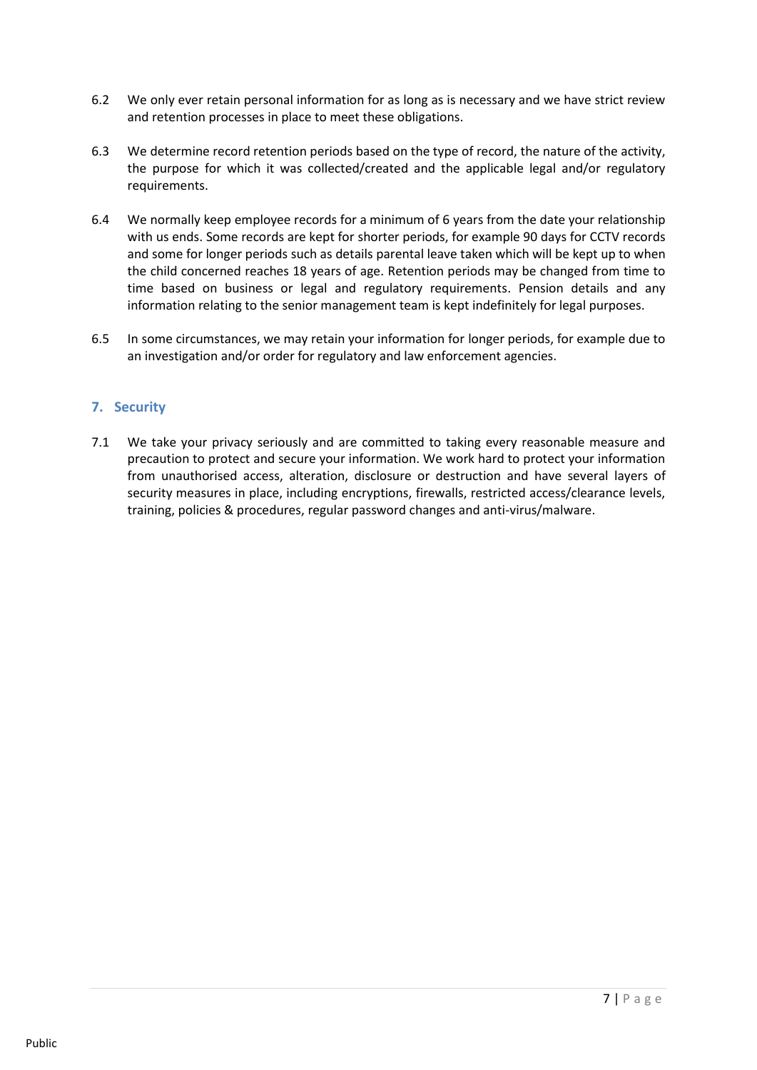6.2 We only ever retain personal information for as long as is necessary and we have strict review and retention processes in place to meet these obligations.

6.3 We determine record retention periods based on the type of record, the nature of the activity, the purpose for which it was collected/created and the applicable legal and/or regulatory requirements.

6.4 We normally keep employee records for a minimum of 6 years from the date your relationship with us ends. Some records are kept for shorter periods, for example 90 days for CCTV records and some for longer periods such as details parental leave taken which will be kept up to when the child concerned reaches 18 years of age. Retention periods may be changed from time to time based on business or legal and regulatory requirements. Pension details and any information relating to the senior management team is kept indefinitely for legal purposes.

6.5 In some circumstances, we may retain your information for longer periods, for example due to an investigation and/or order for regulatory and law enforcement agencies.

## 7. Security

7.1 We take your privacy seriously and are committed to taking every reasonable measure and precaution to protect and secure your information. We work hard to protect your information from unauthorised access, alteration, disclosure or destruction and have several layers of security measures in place, including encryptions, firewalls, restricted access/clearance levels, training, policies & procedures, regular password changes and anti-virus/malware.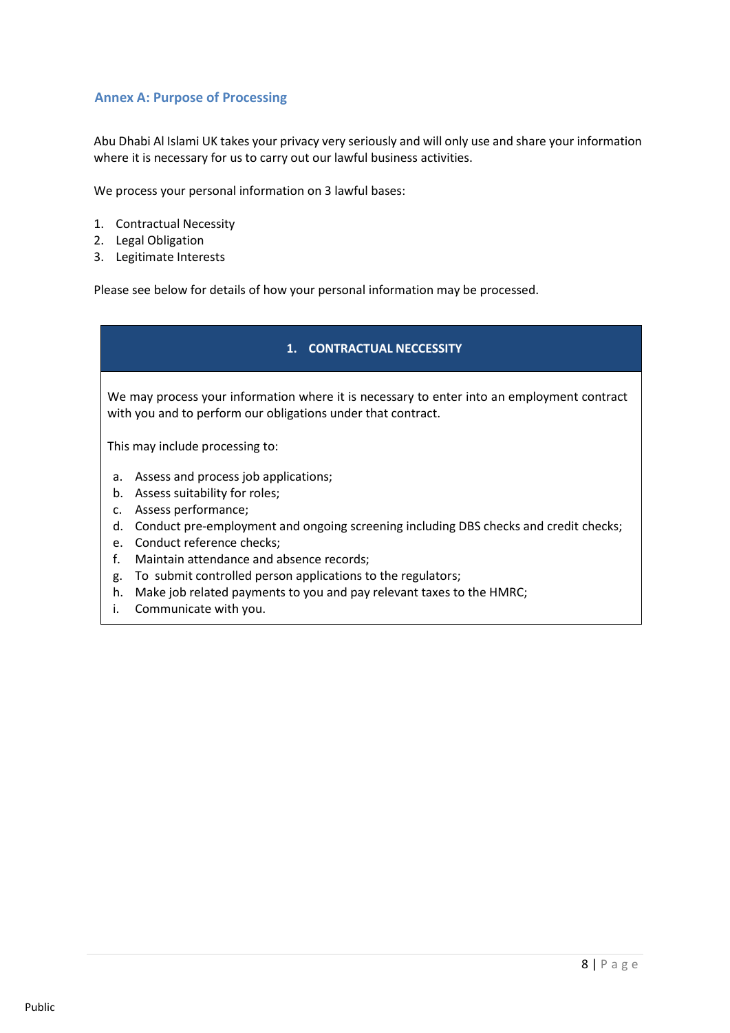## Annex A: Purpose of Processing

Abu Dhabi Al Islami UK takes your privacy very seriously and will only use and share your information where it is necessary for us to carry out our lawful business activities.

We process your personal information on 3 lawful bases:

1. Contractual Necessity
2. Legal Obligation
3. Legitimate Interests

Please see below for details of how your personal information may be processed.

| 1. CONTRACTUAL NECCESSITY |
| --- |
| We may process your information where it is necessary to enter into an employment contract with you and to perform our obligations under that contract.<br><br>This may include processing to:<br><br>a. Assess and process job applications;<br>b. Assess suitability for roles;<br>c. Assess performance;<br>d. Conduct pre-employment and ongoing screening including DBS checks and credit checks;<br>e. Conduct reference checks;<br>f. Maintain attendance and absence records;<br>g. To submit controlled person applications to the regulators;<br>h. Make job related payments to you and pay relevant taxes to the HMRC;<br>i. Communicate with you. |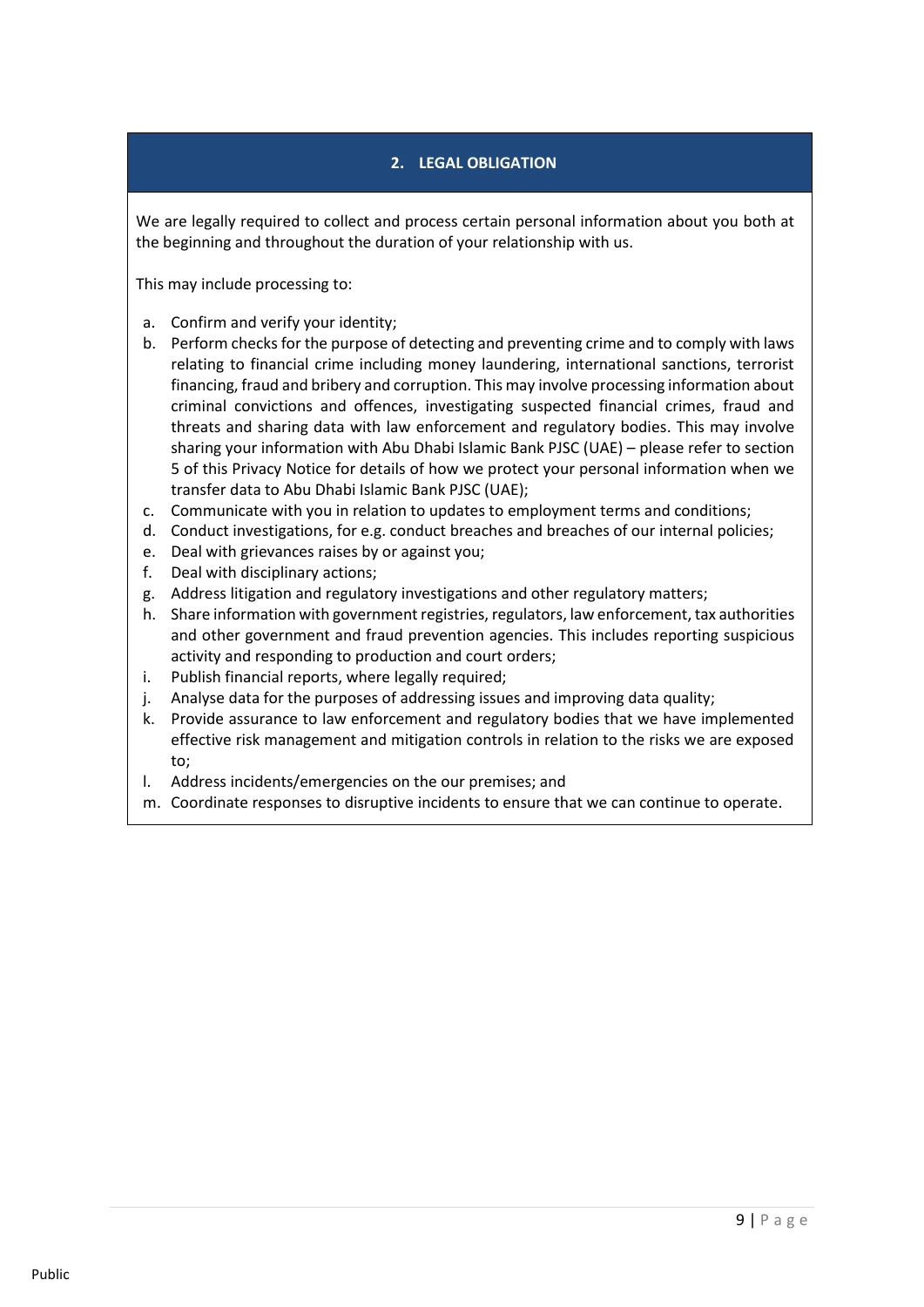## 2. LEGAL OBLIGATION

We are legally required to collect and process certain personal information about you both at the beginning and throughout the duration of your relationship with us.

This may include processing to:

a. Confirm and verify your identity;
b. Perform checks for the purpose of detecting and preventing crime and to comply with laws relating to financial crime including money laundering, international sanctions, terrorist financing, fraud and bribery and corruption. This may involve processing information about criminal convictions and offences, investigating suspected financial crimes, fraud and threats and sharing data with law enforcement and regulatory bodies. This may involve sharing your information with Abu Dhabi Islamic Bank PJSC (UAE) – please refer to section 5 of this Privacy Notice for details of how we protect your personal information when we transfer data to Abu Dhabi Islamic Bank PJSC (UAE);
c. Communicate with you in relation to updates to employment terms and conditions;
d. Conduct investigations, for e.g. conduct breaches and breaches of our internal policies;
e. Deal with grievances raises by or against you;
f. Deal with disciplinary actions;
g. Address litigation and regulatory investigations and other regulatory matters;
h. Share information with government registries, regulators, law enforcement, tax authorities and other government and fraud prevention agencies. This includes reporting suspicious activity and responding to production and court orders;
i. Publish financial reports, where legally required;
j. Analyse data for the purposes of addressing issues and improving data quality;
k. Provide assurance to law enforcement and regulatory bodies that we have implemented effective risk management and mitigation controls in relation to the risks we are exposed to;
l. Address incidents/emergencies on the our premises; and
m. Coordinate responses to disruptive incidents to ensure that we can continue to operate.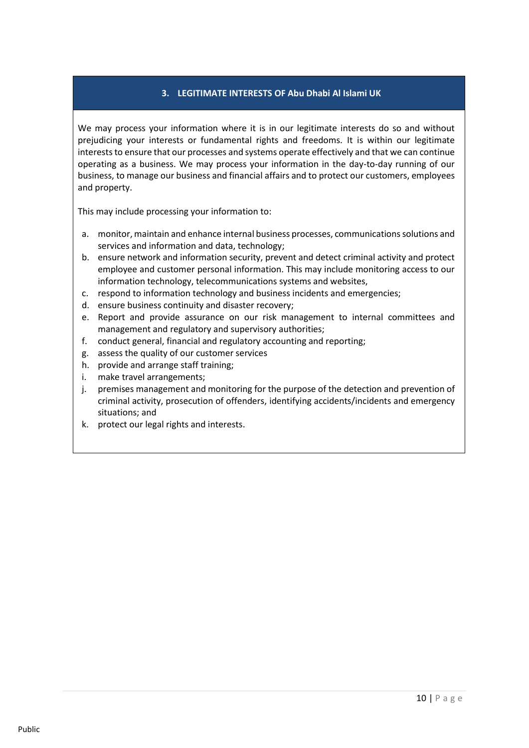## 3. LEGITIMATE INTERESTS OF Abu Dhabi Al Islami UK

We may process your information where it is in our legitimate interests do so and without prejudicing your interests or fundamental rights and freedoms. It is within our legitimate interests to ensure that our processes and systems operate effectively and that we can continue operating as a business. We may process your information in the day-to-day running of our business, to manage our business and financial affairs and to protect our customers, employees and property.

This may include processing your information to:

a. monitor, maintain and enhance internal business processes, communications solutions and services and information and data, technology;
b. ensure network and information security, prevent and detect criminal activity and protect employee and customer personal information. This may include monitoring access to our information technology, telecommunications systems and websites,
c. respond to information technology and business incidents and emergencies;
d. ensure business continuity and disaster recovery;
e. Report and provide assurance on our risk management to internal committees and management and regulatory and supervisory authorities;
f. conduct general, financial and regulatory accounting and reporting;
g. assess the quality of our customer services
h. provide and arrange staff training;
i. make travel arrangements;
j. premises management and monitoring for the purpose of the detection and prevention of criminal activity, prosecution of offenders, identifying accidents/incidents and emergency situations; and
k. protect our legal rights and interests.

Public